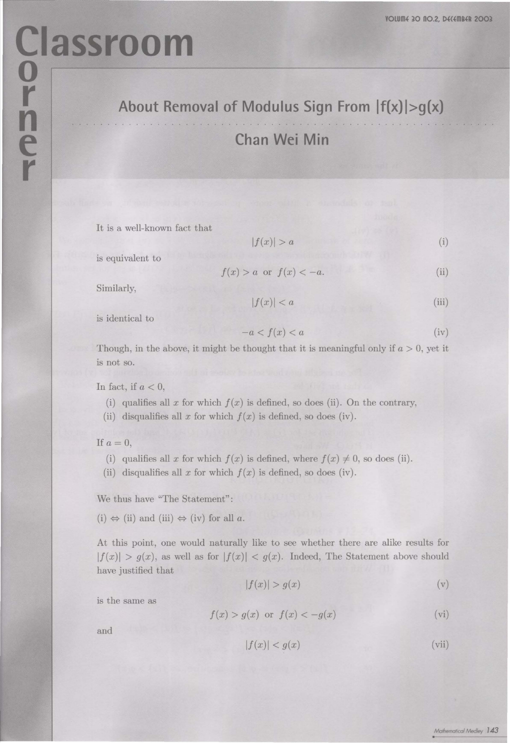# Classroom Corner

## About Removal of Modulus Sign From |f(x)|>g(x)

### Chan Wei Min

It is a well-known fact that

$$|f(x)| > a \tag{i}$$

is equivalent to

$$f(x) > a \text{ or } f(x) < -a. \tag{ii}$$

Similarly,

$$|f(x)| < a \tag{iii}$$

is identical to

$$-a < f(x) < a \tag{iv}$$

Though, in the above, it might be thought that it is meaningful only if $a > 0$, yet it is not so.

In fact, if $a < 0$,

(i) qualifies all $x$ for which $f(x)$ is defined, so does (ii). On the contrary,
(ii) disqualifies all $x$ for which $f(x)$ is defined, so does (iv).

If $a = 0$,

(i) qualifies all $x$ for which $f(x)$ is defined, where $f(x) \neq 0$, so does (ii).
(ii) disqualifies all $x$ for which $f(x)$ is defined, so does (iv).

We thus have "The Statement":

(i) $\Leftrightarrow$ (ii) and (iii) $\Leftrightarrow$ (iv) for all $a$.

At this point, one would naturally like to see whether there are alike results for $|f(x)| > g(x)$, as well as for $|f(x)| < g(x)$. Indeed, The Statement above should have justified that

$$|f(x)| > g(x) \tag{v}$$

is the same as

$$f(x) > g(x) \text{ or } f(x) < -g(x) \tag{vi}$$

and

$$|f(x)| < g(x) \tag{vii}$$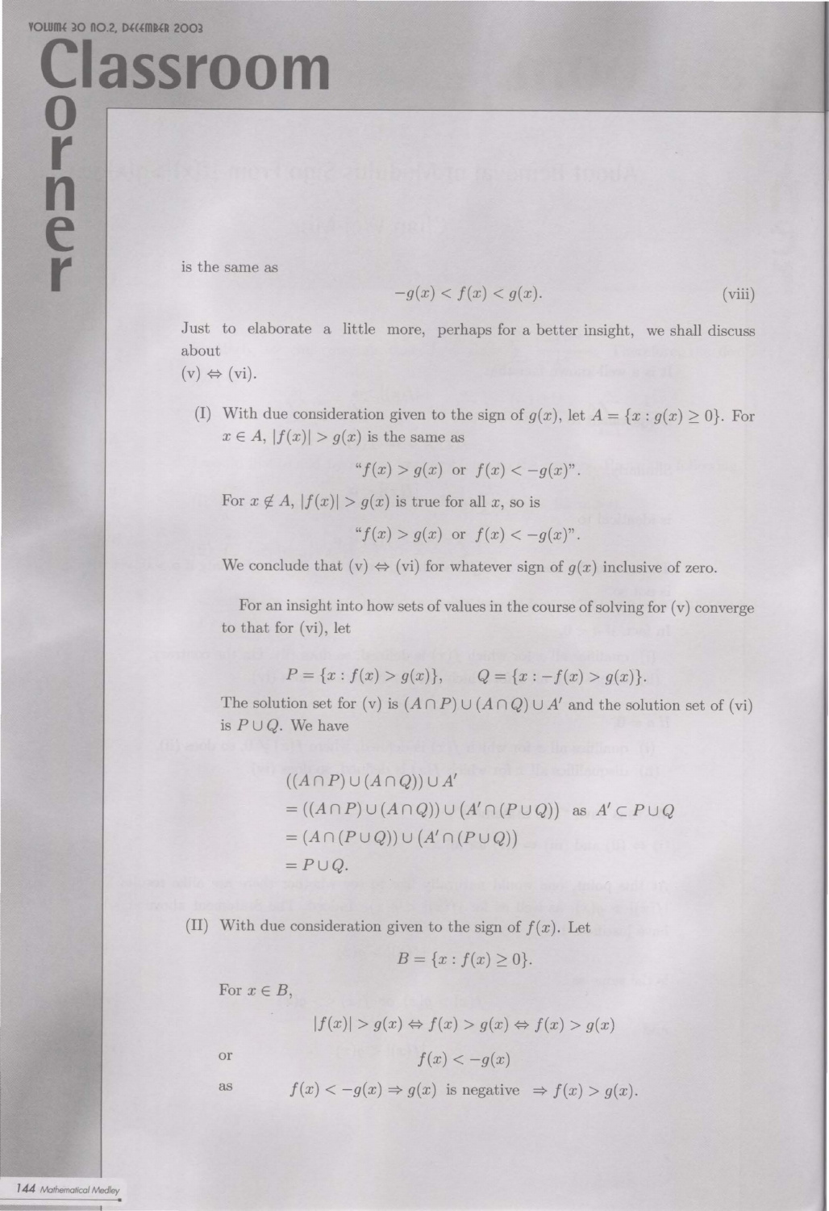is the same as

$$-g(x) < f(x) < g(x). \qquad \text{(viii)}$$

Just to elaborate a little more, perhaps for a better insight, we shall discuss about
(v) $\Leftrightarrow$ (vi).

(I) With due consideration given to the sign of $g(x)$, let $A = \{x : g(x) \geq 0\}$. For $x \in A$, $|f(x)| > g(x)$ is the same as

$$\text{“}f(x) > g(x) \text{ or } f(x) < -g(x)\text{”}.$$

For $x \notin A$, $|f(x)| > g(x)$ is true for all $x$, so is

$$\text{“}f(x) > g(x) \text{ or } f(x) < -g(x)\text{”}.$$

We conclude that (v) $\Leftrightarrow$ (vi) for whatever sign of $g(x)$ inclusive of zero.

For an insight into how sets of values in the course of solving for (v) converge to that for (vi), let

$$P = \{x : f(x) > g(x)\}, \qquad Q = \{x : -f(x) > g(x)\}.$$

The solution set for (v) is $(A \cap P) \cup (A \cap Q) \cup A'$ and the solution set of (vi) is $P \cup Q$. We have

$$\begin{aligned}
&((A \cap P) \cup (A \cap Q)) \cup A' \\
&= ((A \cap P) \cup (A \cap Q)) \cup (A' \cap (P \cup Q)) \quad \text{as } A' \subset P \cup Q \\
&= (A \cap (P \cup Q)) \cup (A' \cap (P \cup Q)) \\
&= P \cup Q.
\end{aligned}$$

(II) With due consideration given to the sign of $f(x)$. Let

$$B = \{x : f(x) \geq 0\}.$$

For $x \in B$,

$$|f(x)| > g(x) \Leftrightarrow f(x) > g(x) \Leftrightarrow f(x) > g(x)$$

or

$$f(x) < -g(x)$$

as

$$f(x) < -g(x) \Rightarrow g(x) \text{ is negative } \Rightarrow f(x) > g(x).$$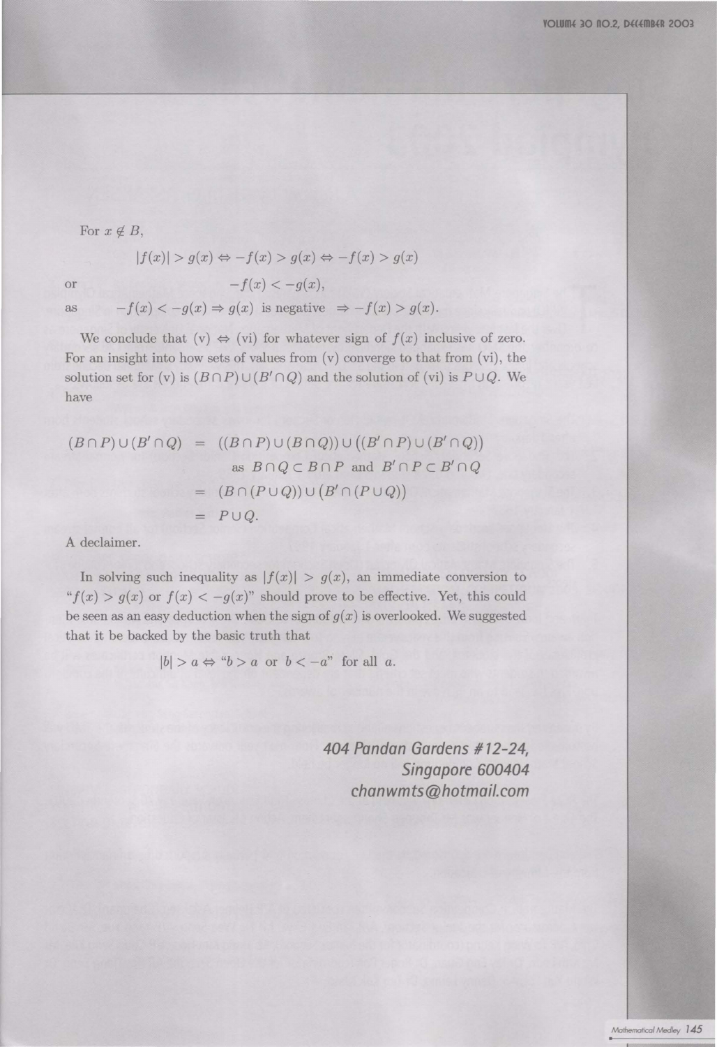For $x \notin B$,

$$|f(x)| > g(x) \Leftrightarrow -f(x) > g(x) \Leftrightarrow -f(x) > g(x)$$

or

$$-f(x) < -g(x),$$

as

$$-f(x) < -g(x) \Rightarrow g(x) \text{ is negative } \Rightarrow -f(x) > g(x).$$

We conclude that (v) $\Leftrightarrow$ (vi) for whatever sign of $f(x)$ inclusive of zero. For an insight into how sets of values from (v) converge to that from (vi), the solution set for (v) is $(B \cap P) \cup (B' \cap Q)$ and the solution of (vi) is $P \cup Q$. We have

$$\begin{aligned}
(B \cap P) \cup (B' \cap Q) &= ((B \cap P) \cup (B \cap Q)) \cup ((B' \cap P) \cup (B' \cap Q)) \\
&\quad \text{as } B \cap Q \subset B \cap P \text{ and } B' \cap P \subset B' \cap Q \\
&= (B \cap (P \cup Q)) \cup (B' \cap (P \cup Q)) \\
&= P \cup Q.
\end{aligned}$$

A declaimer.

In solving such inequality as $|f(x)| > g(x)$, an immediate conversion to "$f(x) > g(x)$ or $f(x) < -g(x)$" should prove to be effective. Yet, this could be seen as an easy deduction when the sign of $g(x)$ is overlooked. We suggested that it be backed by the basic truth that

$$|b| > a \Leftrightarrow \text{"}b > a \text{ or } b < -a\text{" for all } a.$$

*404 Pandan Gardens #12-24,*
*Singapore 600404*
*chanwmts@hotmail.com*